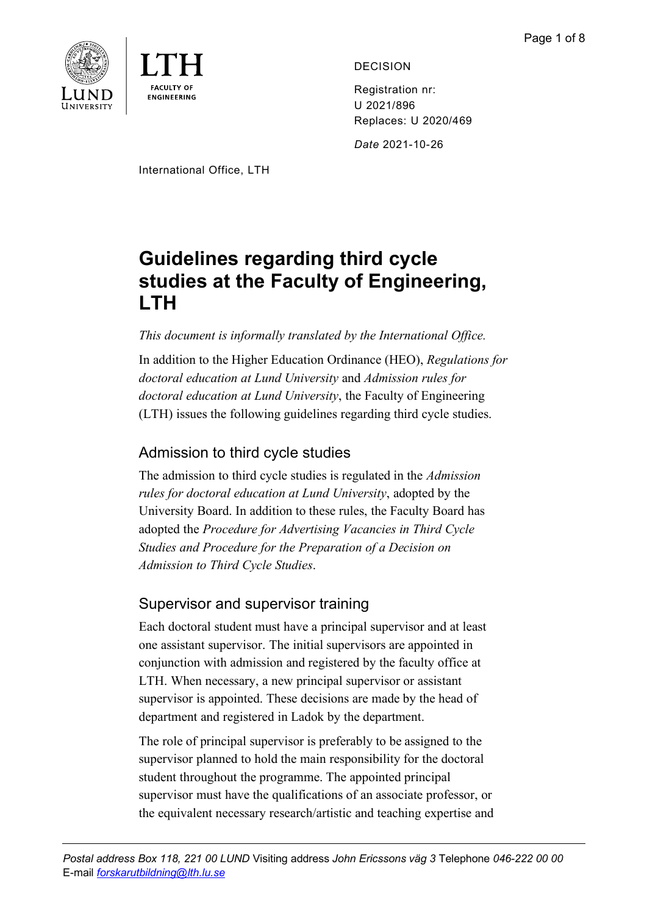DECISION

Registration nr:
U 2021/896
Replaces: U 2020/469

*Date* 2021-10-26

International Office, LTH

# Guidelines regarding third cycle studies at the Faculty of Engineering, LTH

*This document is informally translated by the International Office.*

In addition to the Higher Education Ordinance (HEO), *Regulations for doctoral education at Lund University* and *Admission rules for doctoral education at Lund University*, the Faculty of Engineering (LTH) issues the following guidelines regarding third cycle studies.

## Admission to third cycle studies

The admission to third cycle studies is regulated in the *Admission rules for doctoral education at Lund University*, adopted by the University Board. In addition to these rules, the Faculty Board has adopted the *Procedure for Advertising Vacancies in Third Cycle Studies and Procedure for the Preparation of a Decision on Admission to Third Cycle Studies*.

## Supervisor and supervisor training

Each doctoral student must have a principal supervisor and at least one assistant supervisor. The initial supervisors are appointed in conjunction with admission and registered by the faculty office at LTH. When necessary, a new principal supervisor or assistant supervisor is appointed. These decisions are made by the head of department and registered in Ladok by the department.

The role of principal supervisor is preferably to be assigned to the supervisor planned to hold the main responsibility for the doctoral student throughout the programme. The appointed principal supervisor must have the qualifications of an associate professor, or the equivalent necessary research/artistic and teaching expertise and

Postal address Box 118, 221 00 LUND Visiting address John Ericssons väg 3 Telephone 046-222 00 00
E-mail forskarutbildning@lth.lu.se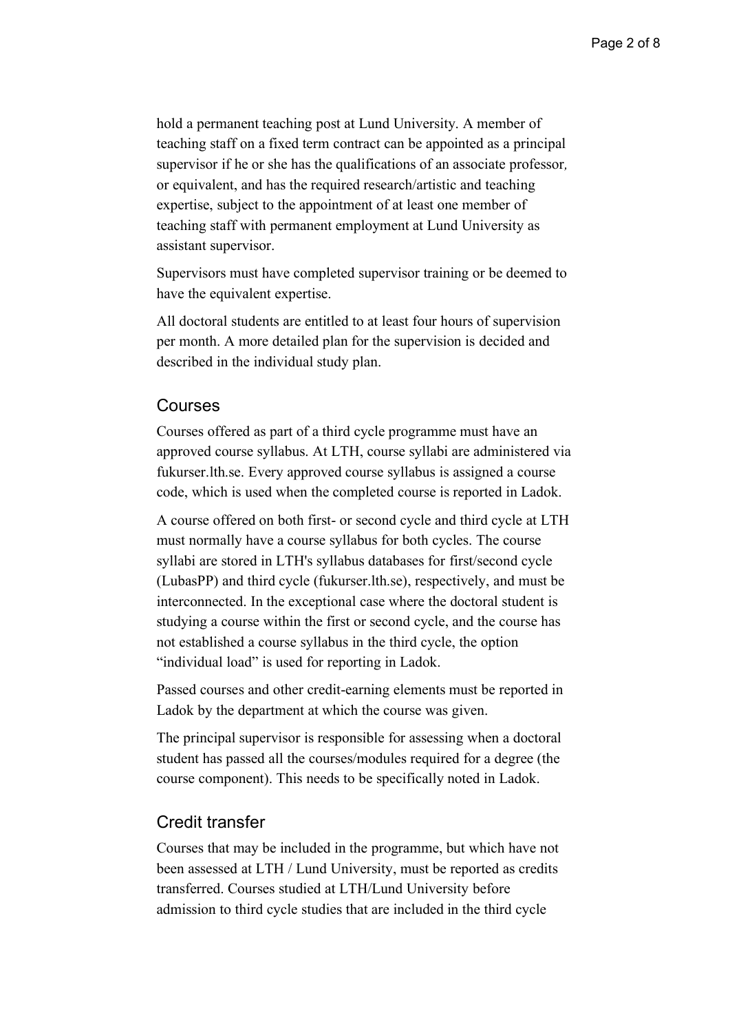hold a permanent teaching post at Lund University. A member of teaching staff on a fixed term contract can be appointed as a principal supervisor if he or she has the qualifications of an associate professor, or equivalent, and has the required research/artistic and teaching expertise, subject to the appointment of at least one member of teaching staff with permanent employment at Lund University as assistant supervisor.

Supervisors must have completed supervisor training or be deemed to have the equivalent expertise.

All doctoral students are entitled to at least four hours of supervision per month. A more detailed plan for the supervision is decided and described in the individual study plan.

## Courses

Courses offered as part of a third cycle programme must have an approved course syllabus. At LTH, course syllabi are administered via fukurser.lth.se. Every approved course syllabus is assigned a course code, which is used when the completed course is reported in Ladok.

A course offered on both first- or second cycle and third cycle at LTH must normally have a course syllabus for both cycles. The course syllabi are stored in LTH's syllabus databases for first/second cycle (LubasPP) and third cycle (fukurser.lth.se), respectively, and must be interconnected. In the exceptional case where the doctoral student is studying a course within the first or second cycle, and the course has not established a course syllabus in the third cycle, the option "individual load" is used for reporting in Ladok.

Passed courses and other credit-earning elements must be reported in Ladok by the department at which the course was given.

The principal supervisor is responsible for assessing when a doctoral student has passed all the courses/modules required for a degree (the course component). This needs to be specifically noted in Ladok.

## Credit transfer

Courses that may be included in the programme, but which have not been assessed at LTH / Lund University, must be reported as credits transferred. Courses studied at LTH/Lund University before admission to third cycle studies that are included in the third cycle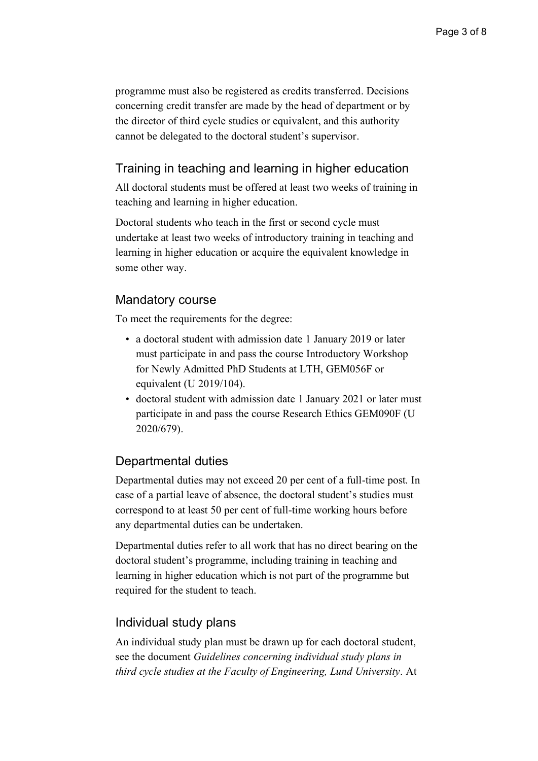programme must also be registered as credits transferred. Decisions concerning credit transfer are made by the head of department or by the director of third cycle studies or equivalent, and this authority cannot be delegated to the doctoral student's supervisor.

## Training in teaching and learning in higher education

All doctoral students must be offered at least two weeks of training in teaching and learning in higher education.

Doctoral students who teach in the first or second cycle must undertake at least two weeks of introductory training in teaching and learning in higher education or acquire the equivalent knowledge in some other way.

## Mandatory course

To meet the requirements for the degree:

- a doctoral student with admission date 1 January 2019 or later must participate in and pass the course Introductory Workshop for Newly Admitted PhD Students at LTH, GEM056F or equivalent (U 2019/104).
- doctoral student with admission date 1 January 2021 or later must participate in and pass the course Research Ethics GEM090F (U 2020/679).

## Departmental duties

Departmental duties may not exceed 20 per cent of a full-time post. In case of a partial leave of absence, the doctoral student's studies must correspond to at least 50 per cent of full-time working hours before any departmental duties can be undertaken.

Departmental duties refer to all work that has no direct bearing on the doctoral student's programme, including training in teaching and learning in higher education which is not part of the programme but required for the student to teach.

## Individual study plans

An individual study plan must be drawn up for each doctoral student, see the document *Guidelines concerning individual study plans in third cycle studies at the Faculty of Engineering, Lund University*. At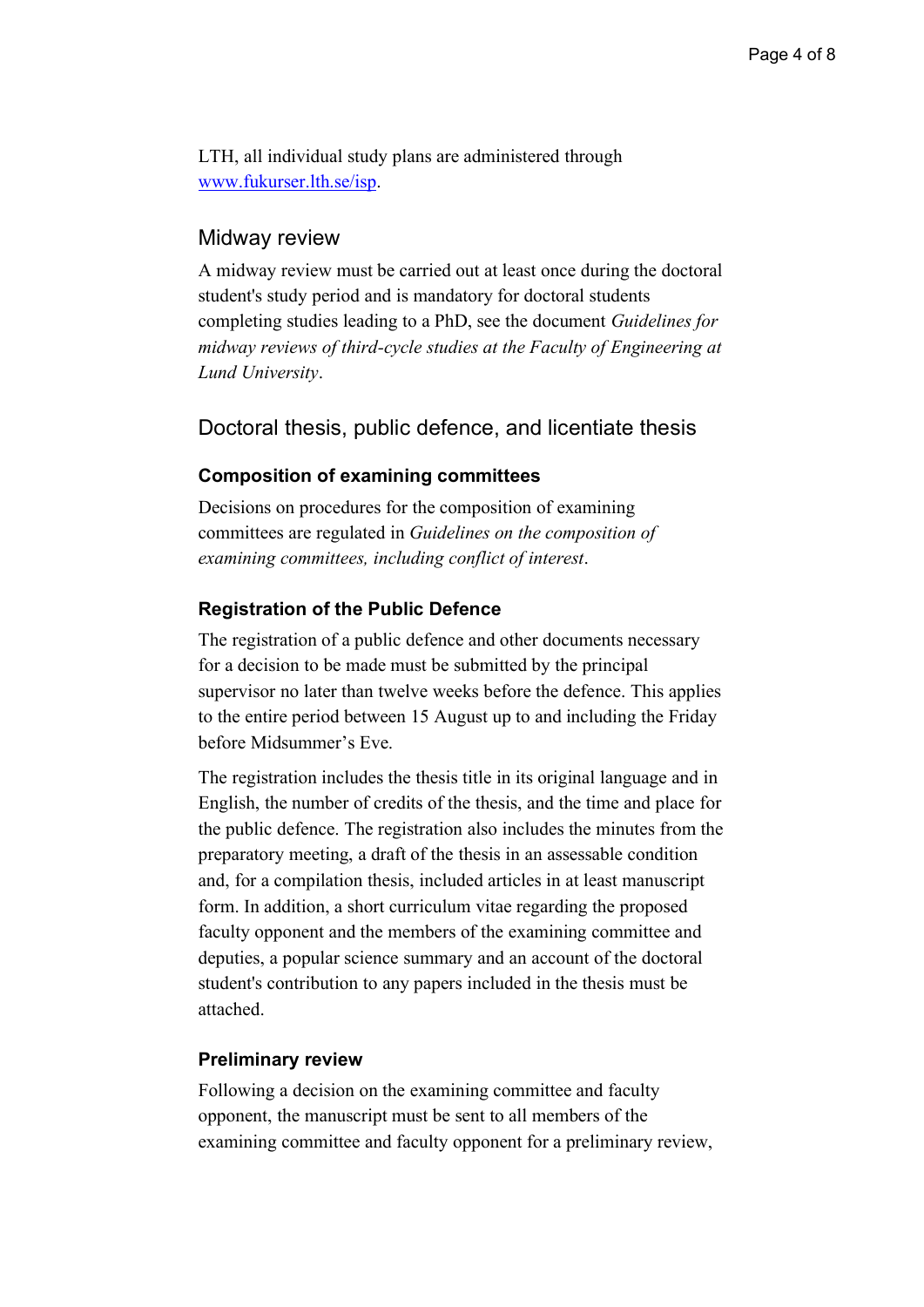LTH, all individual study plans are administered through [www.fukurser.lth.se/isp](www.fukurser.lth.se/isp).

## Midway review

A midway review must be carried out at least once during the doctoral student's study period and is mandatory for doctoral students completing studies leading to a PhD, see the document *Guidelines for midway reviews of third-cycle studies at the Faculty of Engineering at Lund University*.

## Doctoral thesis, public defence, and licentiate thesis

### Composition of examining committees

Decisions on procedures for the composition of examining committees are regulated in *Guidelines on the composition of examining committees, including conflict of interest*.

### Registration of the Public Defence

The registration of a public defence and other documents necessary for a decision to be made must be submitted by the principal supervisor no later than twelve weeks before the defence. This applies to the entire period between 15 August up to and including the Friday before Midsummer's Eve.

The registration includes the thesis title in its original language and in English, the number of credits of the thesis, and the time and place for the public defence. The registration also includes the minutes from the preparatory meeting, a draft of the thesis in an assessable condition and, for a compilation thesis, included articles in at least manuscript form. In addition, a short curriculum vitae regarding the proposed faculty opponent and the members of the examining committee and deputies, a popular science summary and an account of the doctoral student's contribution to any papers included in the thesis must be attached.

### Preliminary review

Following a decision on the examining committee and faculty opponent, the manuscript must be sent to all members of the examining committee and faculty opponent for a preliminary review,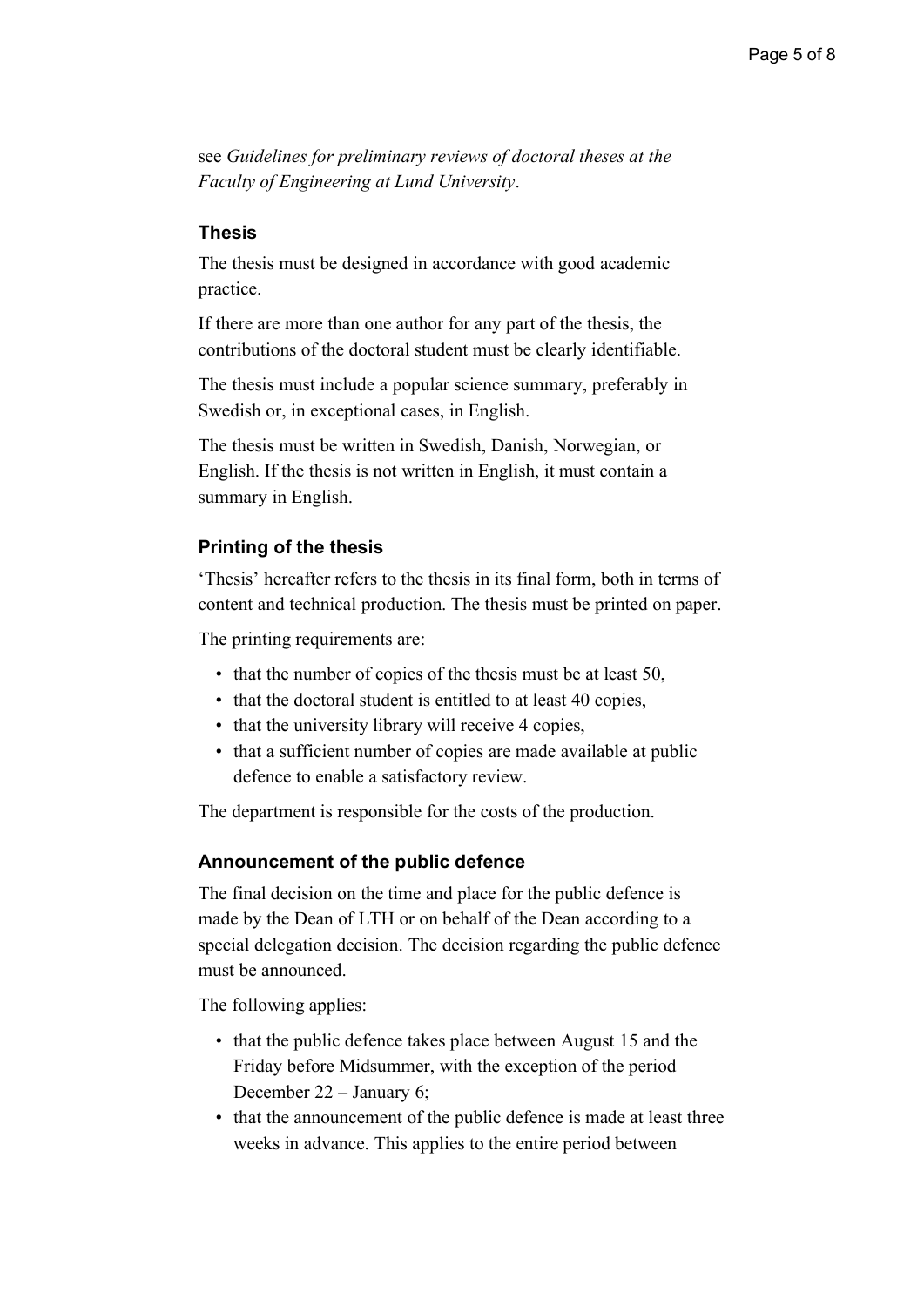see *Guidelines for preliminary reviews of doctoral theses at the Faculty of Engineering at Lund University*.

### Thesis

The thesis must be designed in accordance with good academic practice.

If there are more than one author for any part of the thesis, the contributions of the doctoral student must be clearly identifiable.

The thesis must include a popular science summary, preferably in Swedish or, in exceptional cases, in English.

The thesis must be written in Swedish, Danish, Norwegian, or English. If the thesis is not written in English, it must contain a summary in English.

### Printing of the thesis

'Thesis' hereafter refers to the thesis in its final form, both in terms of content and technical production. The thesis must be printed on paper.

The printing requirements are:

- that the number of copies of the thesis must be at least 50,
- that the doctoral student is entitled to at least 40 copies,
- that the university library will receive 4 copies,
- that a sufficient number of copies are made available at public defence to enable a satisfactory review.

The department is responsible for the costs of the production.

### Announcement of the public defence

The final decision on the time and place for the public defence is made by the Dean of LTH or on behalf of the Dean according to a special delegation decision. The decision regarding the public defence must be announced.

The following applies:

- that the public defence takes place between August 15 and the Friday before Midsummer, with the exception of the period December 22 – January 6;
- that the announcement of the public defence is made at least three weeks in advance. This applies to the entire period between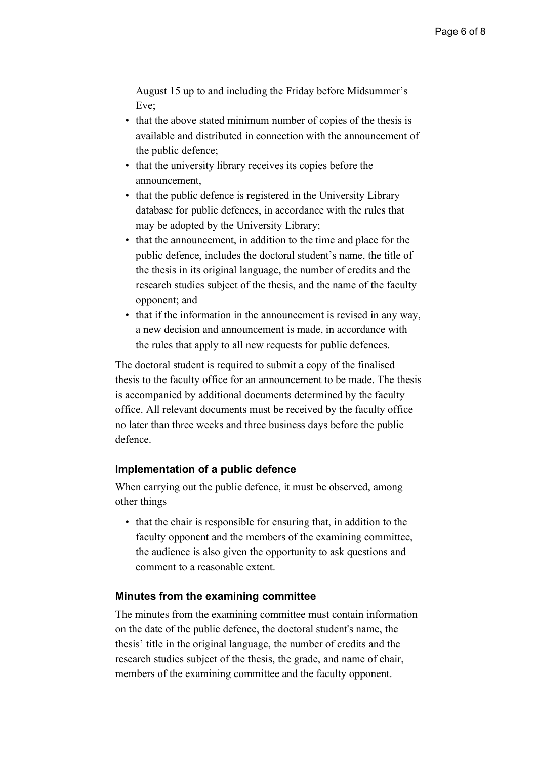August 15 up to and including the Friday before Midsummer's Eve;

- that the above stated minimum number of copies of the thesis is available and distributed in connection with the announcement of the public defence;
- that the university library receives its copies before the announcement,
- that the public defence is registered in the University Library database for public defences, in accordance with the rules that may be adopted by the University Library;
- that the announcement, in addition to the time and place for the public defence, includes the doctoral student's name, the title of the thesis in its original language, the number of credits and the research studies subject of the thesis, and the name of the faculty opponent; and
- that if the information in the announcement is revised in any way, a new decision and announcement is made, in accordance with the rules that apply to all new requests for public defences.

The doctoral student is required to submit a copy of the finalised thesis to the faculty office for an announcement to be made. The thesis is accompanied by additional documents determined by the faculty office. All relevant documents must be received by the faculty office no later than three weeks and three business days before the public defence.

### Implementation of a public defence

When carrying out the public defence, it must be observed, among other things

- that the chair is responsible for ensuring that, in addition to the faculty opponent and the members of the examining committee, the audience is also given the opportunity to ask questions and comment to a reasonable extent.

### Minutes from the examining committee

The minutes from the examining committee must contain information on the date of the public defence, the doctoral student's name, the thesis' title in the original language, the number of credits and the research studies subject of the thesis, the grade, and name of chair, members of the examining committee and the faculty opponent.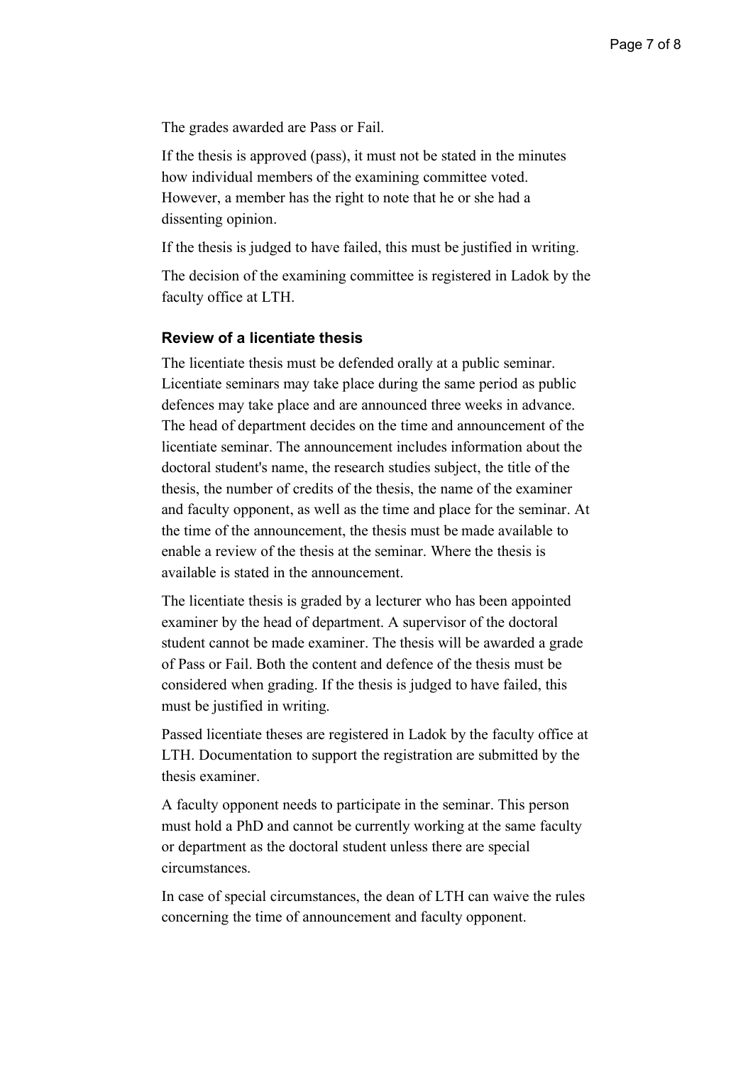The grades awarded are Pass or Fail.

If the thesis is approved (pass), it must not be stated in the minutes how individual members of the examining committee voted. However, a member has the right to note that he or she had a dissenting opinion.

If the thesis is judged to have failed, this must be justified in writing.

The decision of the examining committee is registered in Ladok by the faculty office at LTH.

### Review of a licentiate thesis

The licentiate thesis must be defended orally at a public seminar. Licentiate seminars may take place during the same period as public defences may take place and are announced three weeks in advance. The head of department decides on the time and announcement of the licentiate seminar. The announcement includes information about the doctoral student's name, the research studies subject, the title of the thesis, the number of credits of the thesis, the name of the examiner and faculty opponent, as well as the time and place for the seminar. At the time of the announcement, the thesis must be made available to enable a review of the thesis at the seminar. Where the thesis is available is stated in the announcement.

The licentiate thesis is graded by a lecturer who has been appointed examiner by the head of department. A supervisor of the doctoral student cannot be made examiner. The thesis will be awarded a grade of Pass or Fail. Both the content and defence of the thesis must be considered when grading. If the thesis is judged to have failed, this must be justified in writing.

Passed licentiate theses are registered in Ladok by the faculty office at LTH. Documentation to support the registration are submitted by the thesis examiner.

A faculty opponent needs to participate in the seminar. This person must hold a PhD and cannot be currently working at the same faculty or department as the doctoral student unless there are special circumstances.

In case of special circumstances, the dean of LTH can waive the rules concerning the time of announcement and faculty opponent.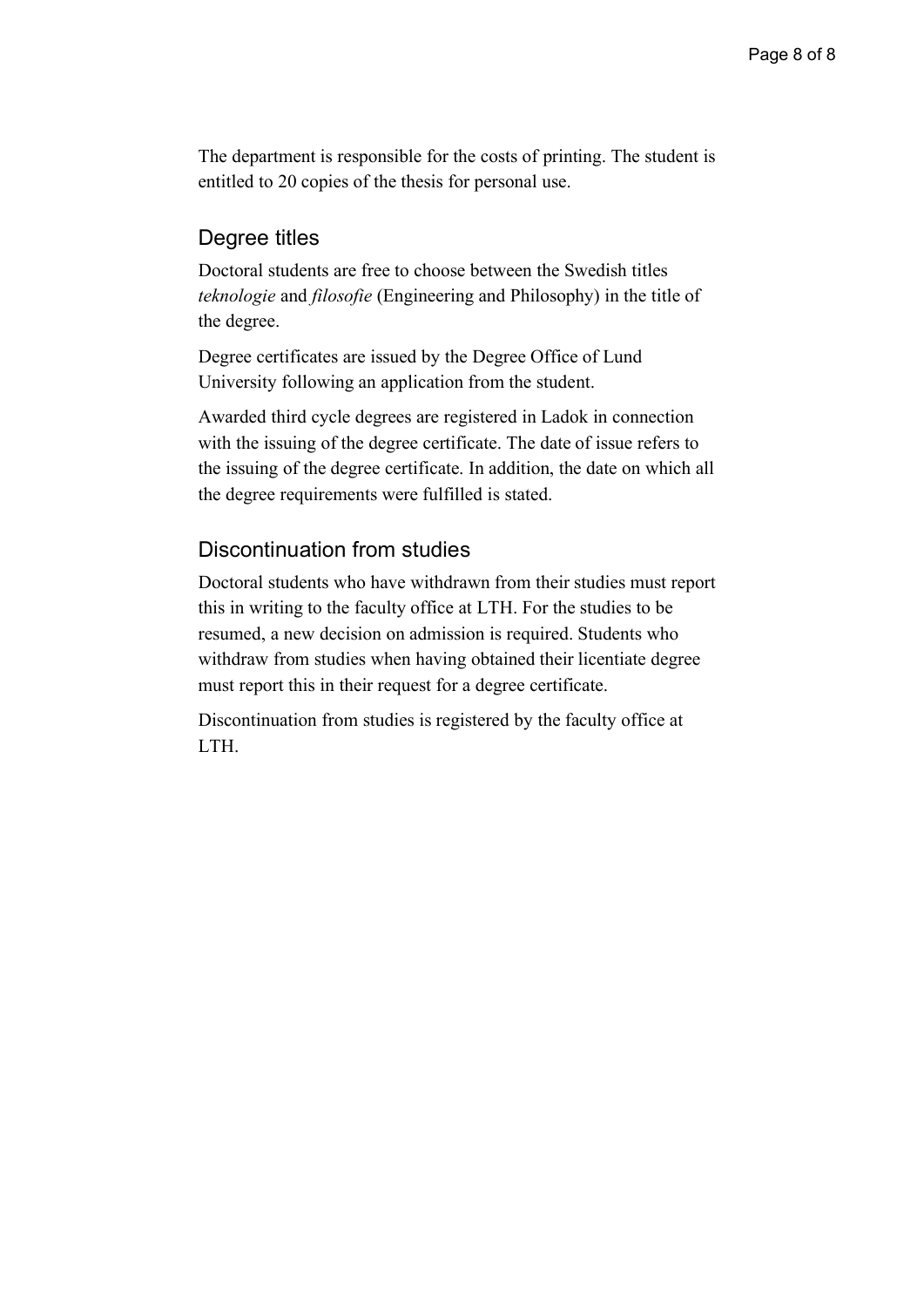The department is responsible for the costs of printing. The student is entitled to 20 copies of the thesis for personal use.

## Degree titles

Doctoral students are free to choose between the Swedish titles *teknologie* and *filosofie* (Engineering and Philosophy) in the title of the degree.

Degree certificates are issued by the Degree Office of Lund University following an application from the student.

Awarded third cycle degrees are registered in Ladok in connection with the issuing of the degree certificate. The date of issue refers to the issuing of the degree certificate. In addition, the date on which all the degree requirements were fulfilled is stated.

## Discontinuation from studies

Doctoral students who have withdrawn from their studies must report this in writing to the faculty office at LTH. For the studies to be resumed, a new decision on admission is required. Students who withdraw from studies when having obtained their licentiate degree must report this in their request for a degree certificate.

Discontinuation from studies is registered by the faculty office at LTH.